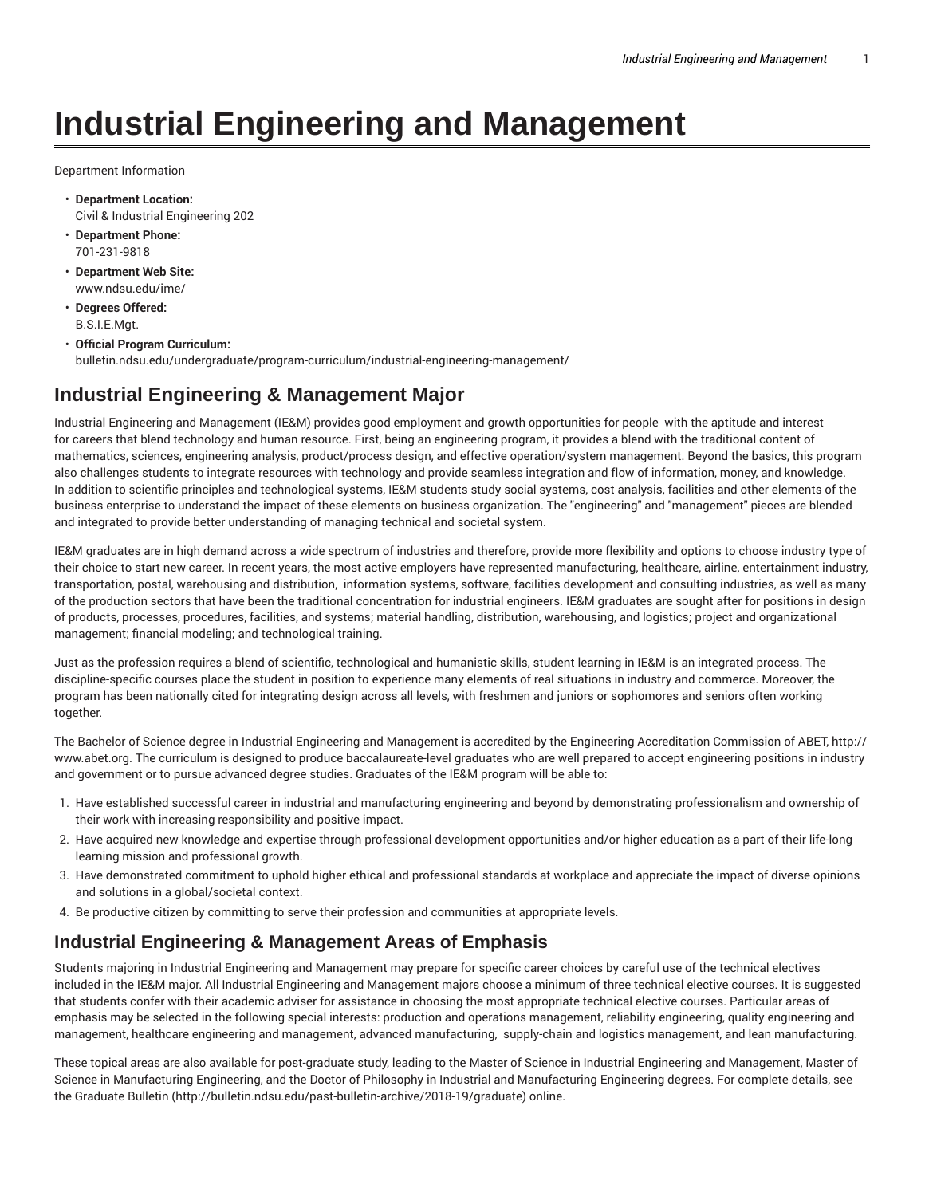# Industrial Engineering and Management

Department Information

- **Department Location:**
  Civil & Industrial Engineering 202
- **Department Phone:**
  701-231-9818
- **Department Web Site:**
  www.ndsu.edu/ime/
- **Degrees Offered:**
  B.S.I.E.Mgt.
- **Official Program Curriculum:**
  bulletin.ndsu.edu/undergraduate/program-curriculum/industrial-engineering-management/

## Industrial Engineering & Management Major

Industrial Engineering and Management (IE&M) provides good employment and growth opportunities for people with the aptitude and interest for careers that blend technology and human resource. First, being an engineering program, it provides a blend with the traditional content of mathematics, sciences, engineering analysis, product/process design, and effective operation/system management. Beyond the basics, this program also challenges students to integrate resources with technology and provide seamless integration and flow of information, money, and knowledge. In addition to scientific principles and technological systems, IE&M students study social systems, cost analysis, facilities and other elements of the business enterprise to understand the impact of these elements on business organization. The "engineering" and "management" pieces are blended and integrated to provide better understanding of managing technical and societal system.

IE&M graduates are in high demand across a wide spectrum of industries and therefore, provide more flexibility and options to choose industry type of their choice to start new career. In recent years, the most active employers have represented manufacturing, healthcare, airline, entertainment industry, transportation, postal, warehousing and distribution, information systems, software, facilities development and consulting industries, as well as many of the production sectors that have been the traditional concentration for industrial engineers. IE&M graduates are sought after for positions in design of products, processes, procedures, facilities, and systems; material handling, distribution, warehousing, and logistics; project and organizational management; financial modeling; and technological training.

Just as the profession requires a blend of scientific, technological and humanistic skills, student learning in IE&M is an integrated process. The discipline-specific courses place the student in position to experience many elements of real situations in industry and commerce. Moreover, the program has been nationally cited for integrating design across all levels, with freshmen and juniors or sophomores and seniors often working together.

The Bachelor of Science degree in Industrial Engineering and Management is accredited by the Engineering Accreditation Commission of ABET, http://www.abet.org. The curriculum is designed to produce baccalaureate-level graduates who are well prepared to accept engineering positions in industry and government or to pursue advanced degree studies. Graduates of the IE&M program will be able to:

1. Have established successful career in industrial and manufacturing engineering and beyond by demonstrating professionalism and ownership of their work with increasing responsibility and positive impact.
2. Have acquired new knowledge and expertise through professional development opportunities and/or higher education as a part of their life-long learning mission and professional growth.
3. Have demonstrated commitment to uphold higher ethical and professional standards at workplace and appreciate the impact of diverse opinions and solutions in a global/societal context.
4. Be productive citizen by committing to serve their profession and communities at appropriate levels.

## Industrial Engineering & Management Areas of Emphasis

Students majoring in Industrial Engineering and Management may prepare for specific career choices by careful use of the technical electives included in the IE&M major. All Industrial Engineering and Management majors choose a minimum of three technical elective courses. It is suggested that students confer with their academic adviser for assistance in choosing the most appropriate technical elective courses. Particular areas of emphasis may be selected in the following special interests: production and operations management, reliability engineering, quality engineering and management, healthcare engineering and management, advanced manufacturing, supply-chain and logistics management, and lean manufacturing.

These topical areas are also available for post-graduate study, leading to the Master of Science in Industrial Engineering and Management, Master of Science in Manufacturing Engineering, and the Doctor of Philosophy in Industrial and Manufacturing Engineering degrees. For complete details, see the Graduate Bulletin (http://bulletin.ndsu.edu/past-bulletin-archive/2018-19/graduate) online.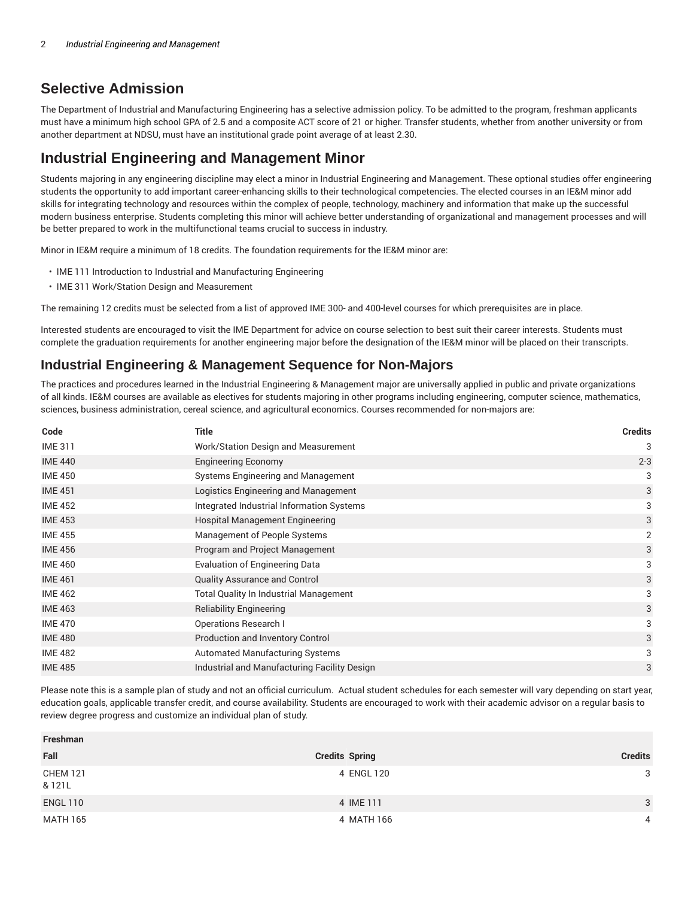## Selective Admission

The Department of Industrial and Manufacturing Engineering has a selective admission policy. To be admitted to the program, freshman applicants must have a minimum high school GPA of 2.5 and a composite ACT score of 21 or higher. Transfer students, whether from another university or from another department at NDSU, must have an institutional grade point average of at least 2.30.

## Industrial Engineering and Management Minor

Students majoring in any engineering discipline may elect a minor in Industrial Engineering and Management. These optional studies offer engineering students the opportunity to add important career-enhancing skills to their technological competencies. The elected courses in an IE&M minor add skills for integrating technology and resources within the complex of people, technology, machinery and information that make up the successful modern business enterprise. Students completing this minor will achieve better understanding of organizational and management processes and will be better prepared to work in the multifunctional teams crucial to success in industry.

Minor in IE&M require a minimum of 18 credits. The foundation requirements for the IE&M minor are:

- IME 111 Introduction to Industrial and Manufacturing Engineering
- IME 311 Work/Station Design and Measurement

The remaining 12 credits must be selected from a list of approved IME 300- and 400-level courses for which prerequisites are in place.

Interested students are encouraged to visit the IME Department for advice on course selection to best suit their career interests. Students must complete the graduation requirements for another engineering major before the designation of the IE&M minor will be placed on their transcripts.

### Industrial Engineering & Management Sequence for Non-Majors

The practices and procedures learned in the Industrial Engineering & Management major are universally applied in public and private organizations of all kinds. IE&M courses are available as electives for students majoring in other programs including engineering, computer science, mathematics, sciences, business administration, cereal science, and agricultural economics. Courses recommended for non-majors are:

| Code | Title | Credits |
|---|---|---|
| IME 311 | Work/Station Design and Measurement | 3 |
| IME 440 | Engineering Economy | 2-3 |
| IME 450 | Systems Engineering and Management | 3 |
| IME 451 | Logistics Engineering and Management | 3 |
| IME 452 | Integrated Industrial Information Systems | 3 |
| IME 453 | Hospital Management Engineering | 3 |
| IME 455 | Management of People Systems | 2 |
| IME 456 | Program and Project Management | 3 |
| IME 460 | Evaluation of Engineering Data | 3 |
| IME 461 | Quality Assurance and Control | 3 |
| IME 462 | Total Quality In Industrial Management | 3 |
| IME 463 | Reliability Engineering | 3 |
| IME 470 | Operations Research I | 3 |
| IME 480 | Production and Inventory Control | 3 |
| IME 482 | Automated Manufacturing Systems | 3 |
| IME 485 | Industrial and Manufacturing Facility Design | 3 |

Please note this is a sample plan of study and not an official curriculum. Actual student schedules for each semester will vary depending on start year, education goals, applicable transfer credit, and course availability. Students are encouraged to work with their academic advisor on a regular basis to review degree progress and customize an individual plan of study.

| Freshman | | | |
|---|---|---|---|
| Fall | Credits | Spring | Credits |
| CHEM 121 & 121L | 4 | ENGL 120 | 3 |
| ENGL 110 | 4 | IME 111 | 3 |
| MATH 165 | 4 | MATH 166 | 4 |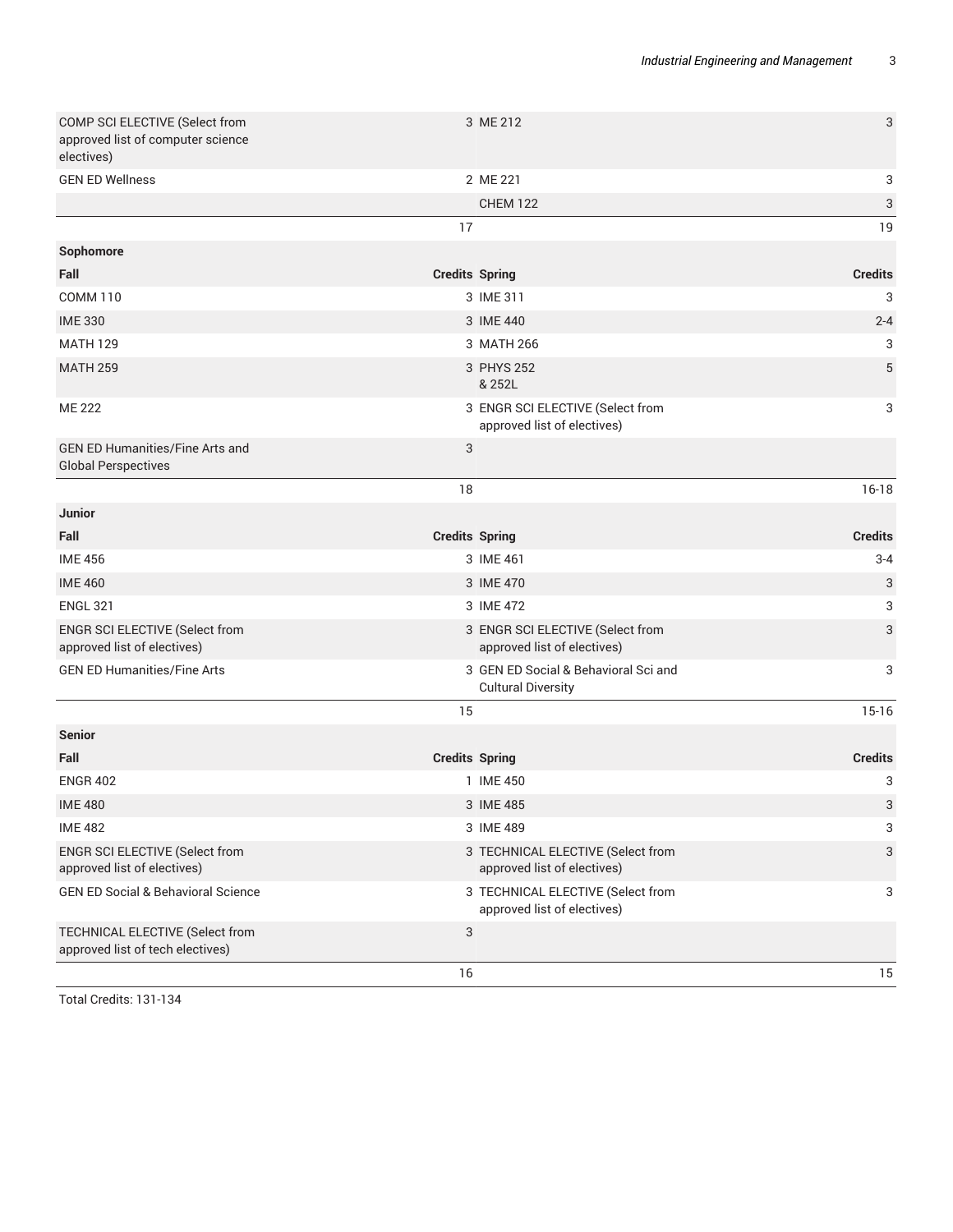| | | | |
|---|---|---|---|
| COMP SCI ELECTIVE (Select from approved list of computer science electives) | 3 | ME 212 | 3 |
| GEN ED Wellness | 2 | ME 221 | 3 |
| | | CHEM 122 | 3 |
| | 17 | | 19 |
| **Sophomore** | | | |
| **Fall** | **Credits** | **Spring** | **Credits** |
| COMM 110 | 3 | IME 311 | 3 |
| IME 330 | 3 | IME 440 | 2-4 |
| MATH 129 | 3 | MATH 266 | 3 |
| MATH 259 | 3 | PHYS 252 & 252L | 5 |
| ME 222 | 3 | ENGR SCI ELECTIVE (Select from approved list of electives) | 3 |
| GEN ED Humanities/Fine Arts and Global Perspectives | 3 | | |
| | 18 | | 16-18 |
| **Junior** | | | |
| **Fall** | **Credits** | **Spring** | **Credits** |
| IME 456 | 3 | IME 461 | 3-4 |
| IME 460 | 3 | IME 470 | 3 |
| ENGL 321 | 3 | IME 472 | 3 |
| ENGR SCI ELECTIVE (Select from approved list of electives) | 3 | ENGR SCI ELECTIVE (Select from approved list of electives) | 3 |
| GEN ED Humanities/Fine Arts | 3 | GEN ED Social & Behavioral Sci and Cultural Diversity | 3 |
| | 15 | | 15-16 |
| **Senior** | | | |
| **Fall** | **Credits** | **Spring** | **Credits** |
| ENGR 402 | 1 | IME 450 | 3 |
| IME 480 | 3 | IME 485 | 3 |
| IME 482 | 3 | IME 489 | 3 |
| ENGR SCI ELECTIVE (Select from approved list of electives) | 3 | TECHNICAL ELECTIVE (Select from approved list of electives) | 3 |
| GEN ED Social & Behavioral Science | 3 | TECHNICAL ELECTIVE (Select from approved list of electives) | 3 |
| TECHNICAL ELECTIVE (Select from approved list of tech electives) | 3 | | |
| | 16 | | 15 |

Total Credits: 131-134